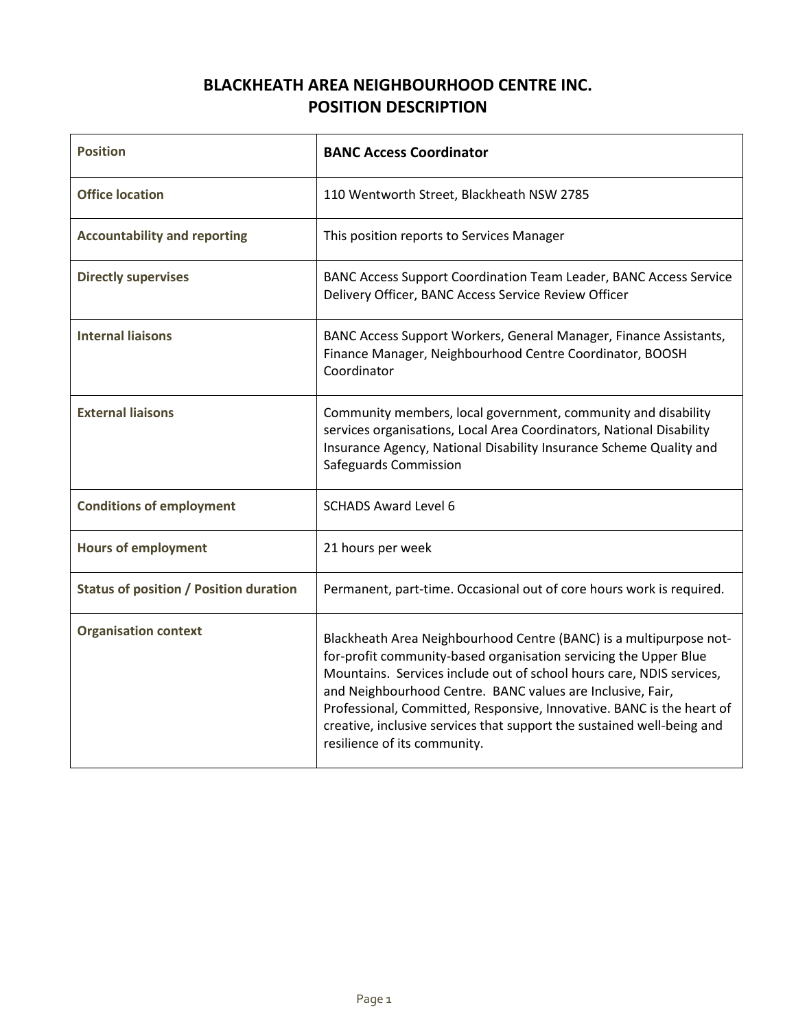# BLACKHEATH AREA NEIGHBOURHOOD CENTRE INC.
## POSITION DESCRIPTION

| | |
|---|---|
| **Position** | **BANC Access Coordinator** |
| **Office location** | 110 Wentworth Street, Blackheath NSW 2785 |
| **Accountability and reporting** | This position reports to Services Manager |
| **Directly supervises** | BANC Access Support Coordination Team Leader, BANC Access Service Delivery Officer, BANC Access Service Review Officer |
| **Internal liaisons** | BANC Access Support Workers, General Manager, Finance Assistants, Finance Manager, Neighbourhood Centre Coordinator, BOOSH Coordinator |
| **External liaisons** | Community members, local government, community and disability services organisations, Local Area Coordinators, National Disability Insurance Agency, National Disability Insurance Scheme Quality and Safeguards Commission |
| **Conditions of employment** | SCHADS Award Level 6 |
| **Hours of employment** | 21 hours per week |
| **Status of position / Position duration** | Permanent, part-time. Occasional out of core hours work is required. |
| **Organisation context** | Blackheath Area Neighbourhood Centre (BANC) is a multipurpose not-for-profit community-based organisation servicing the Upper Blue Mountains. Services include out of school hours care, NDIS services, and Neighbourhood Centre. BANC values are Inclusive, Fair, Professional, Committed, Responsive, Innovative. BANC is the heart of creative, inclusive services that support the sustained well-being and resilience of its community. |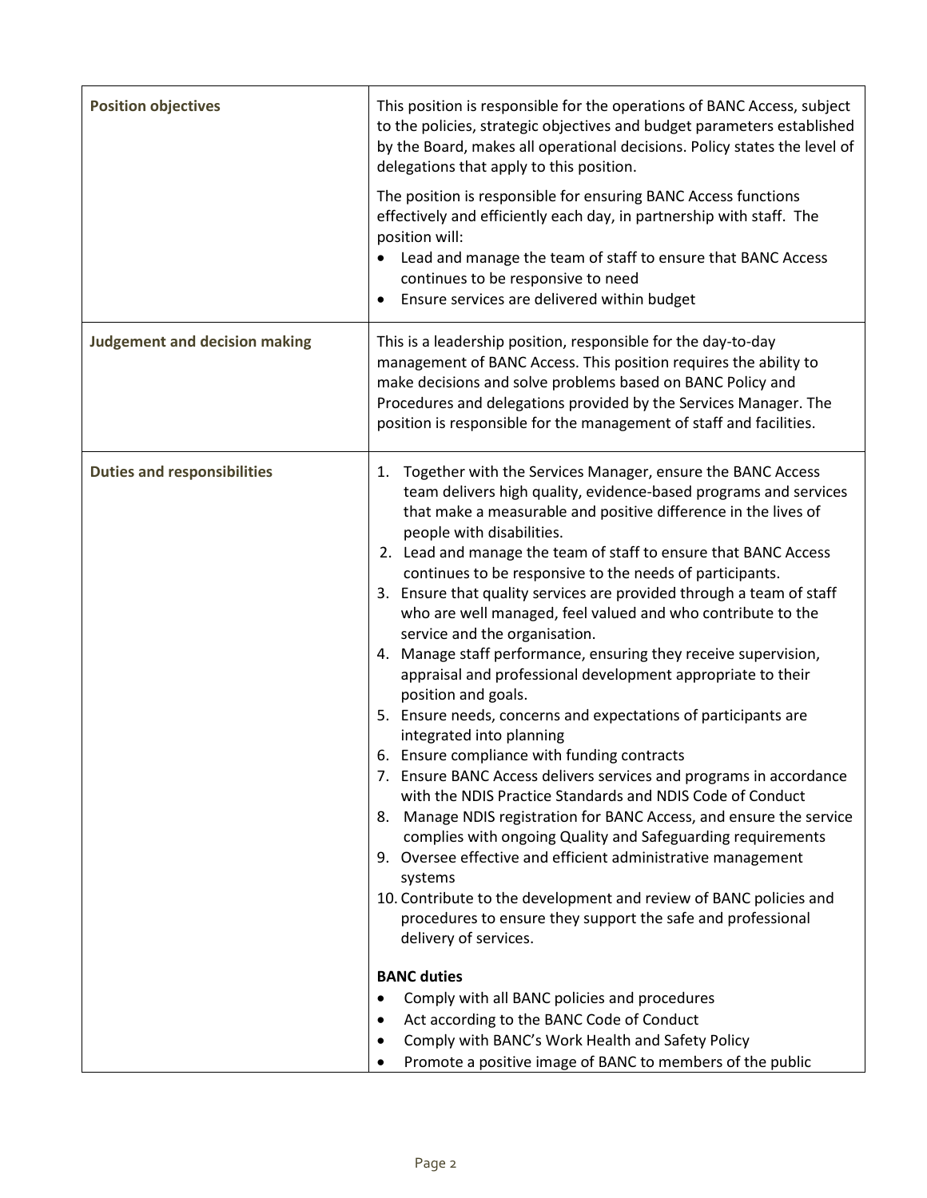| | |
|---|---|
| **Position objectives** | This position is responsible for the operations of BANC Access, subject to the policies, strategic objectives and budget parameters established by the Board, makes all operational decisions. Policy states the level of delegations that apply to this position.<br><br>The position is responsible for ensuring BANC Access functions effectively and efficiently each day, in partnership with staff. The position will:<br>• Lead and manage the team of staff to ensure that BANC Access continues to be responsive to need<br>• Ensure services are delivered within budget |
| **Judgement and decision making** | This is a leadership position, responsible for the day-to-day management of BANC Access. This position requires the ability to make decisions and solve problems based on BANC Policy and Procedures and delegations provided by the Services Manager. The position is responsible for the management of staff and facilities. |
| **Duties and responsibilities** | 1. Together with the Services Manager, ensure the BANC Access team delivers high quality, evidence-based programs and services that make a measurable and positive difference in the lives of people with disabilities.<br>2. Lead and manage the team of staff to ensure that BANC Access continues to be responsive to the needs of participants.<br>3. Ensure that quality services are provided through a team of staff who are well managed, feel valued and who contribute to the service and the organisation.<br>4. Manage staff performance, ensuring they receive supervision, appraisal and professional development appropriate to their position and goals.<br>5. Ensure needs, concerns and expectations of participants are integrated into planning<br>6. Ensure compliance with funding contracts<br>7. Ensure BANC Access delivers services and programs in accordance with the NDIS Practice Standards and NDIS Code of Conduct<br>8. Manage NDIS registration for BANC Access, and ensure the service complies with ongoing Quality and Safeguarding requirements<br>9. Oversee effective and efficient administrative management systems<br>10. Contribute to the development and review of BANC policies and procedures to ensure they support the safe and professional delivery of services.<br><br>**BANC duties**<br>• Comply with all BANC policies and procedures<br>• Act according to the BANC Code of Conduct<br>• Comply with BANC's Work Health and Safety Policy<br>• Promote a positive image of BANC to members of the public |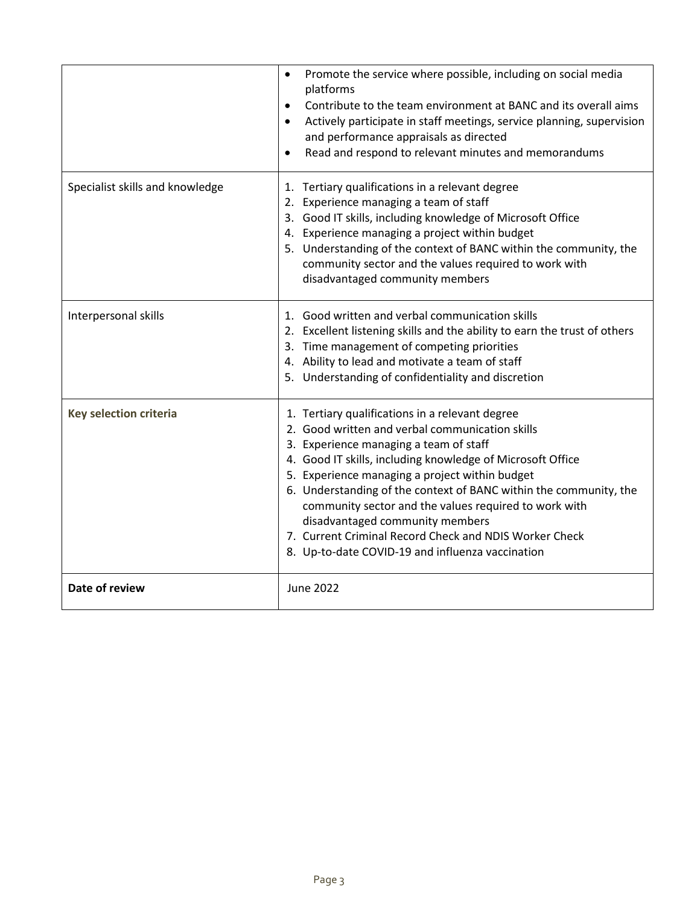| | |
|---|---|
| | • Promote the service where possible, including on social media platforms<br>• Contribute to the team environment at BANC and its overall aims<br>• Actively participate in staff meetings, service planning, supervision and performance appraisals as directed<br>• Read and respond to relevant minutes and memorandums |
| Specialist skills and knowledge | 1. Tertiary qualifications in a relevant degree<br>2. Experience managing a team of staff<br>3. Good IT skills, including knowledge of Microsoft Office<br>4. Experience managing a project within budget<br>5. Understanding of the context of BANC within the community, the community sector and the values required to work with disadvantaged community members |
| Interpersonal skills | 1. Good written and verbal communication skills<br>2. Excellent listening skills and the ability to earn the trust of others<br>3. Time management of competing priorities<br>4. Ability to lead and motivate a team of staff<br>5. Understanding of confidentiality and discretion |
| **Key selection criteria** | 1. Tertiary qualifications in a relevant degree<br>2. Good written and verbal communication skills<br>3. Experience managing a team of staff<br>4. Good IT skills, including knowledge of Microsoft Office<br>5. Experience managing a project within budget<br>6. Understanding of the context of BANC within the community, the community sector and the values required to work with disadvantaged community members<br>7. Current Criminal Record Check and NDIS Worker Check<br>8. Up-to-date COVID-19 and influenza vaccination |
| **Date of review** | June 2022 |